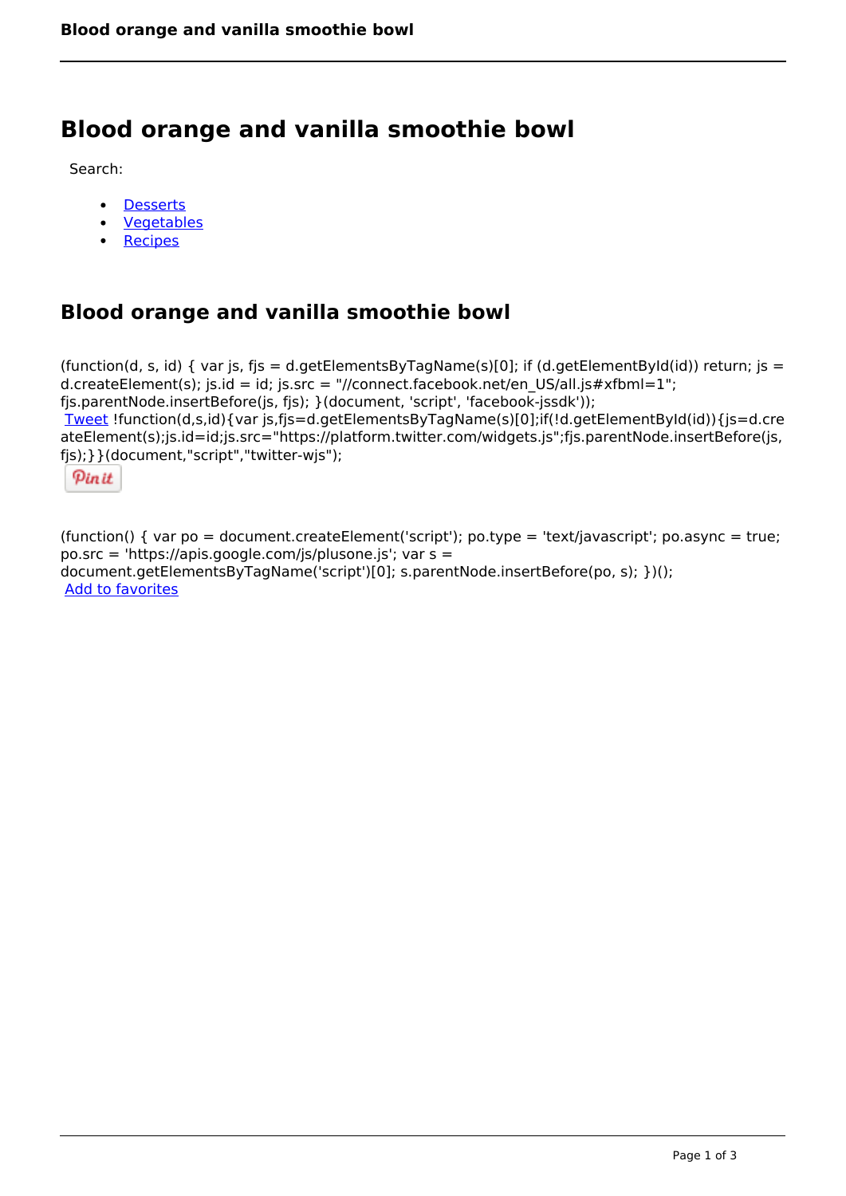# Blood orange and vanilla smoothie bowl

Search:

- Desserts
- Vegetables
- Recipes

## Blood orange and vanilla smoothie bowl

(function(d, s, id) { var js, fjs = d.getElementsByTagName(s)[0]; if (d.getElementById(id)) return; js = d.createElement(s); js.id = id; js.src = "//connect.facebook.net/en_US/all.js#xfbml=1"; fjs.parentNode.insertBefore(js, fjs); }(document, 'script', 'facebook-jssdk'));
Tweet !function(d,s,id){var js,fjs=d.getElementsByTagName(s)[0];if(!d.getElementById(id)){js=d.createElement(s);js.id=id;js.src="https://platform.twitter.com/widgets.js";fjs.parentNode.insertBefore(js,fjs);}}(document,"script","twitter-wjs");

Pin it

(function() { var po = document.createElement('script'); po.type = 'text/javascript'; po.async = true; po.src = 'https://apis.google.com/js/plusone.js'; var s = document.getElementsByTagName('script')[0]; s.parentNode.insertBefore(po, s); })();
Add to favorites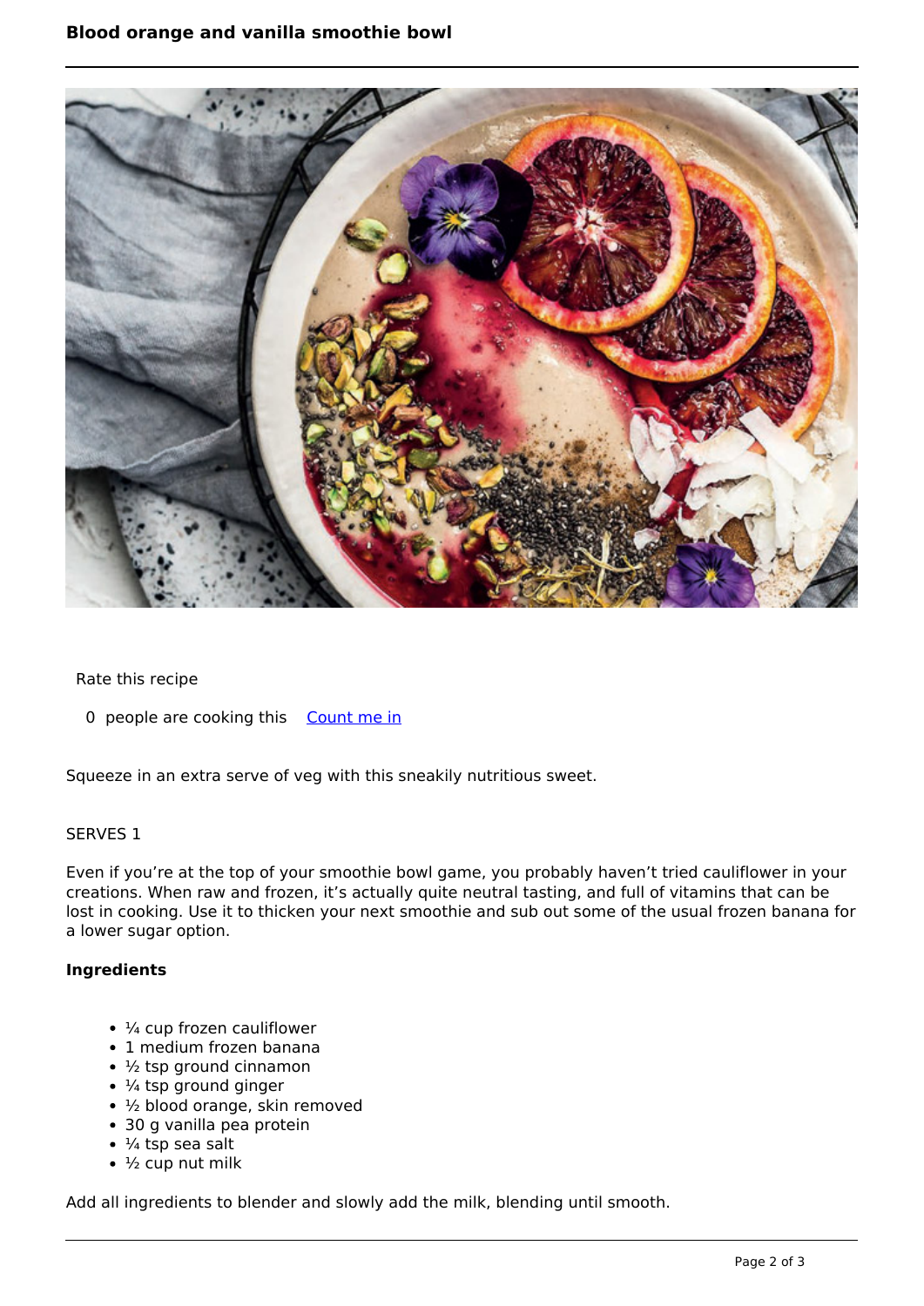Rate this recipe

0 people are cooking this Count me in

Squeeze in an extra serve of veg with this sneakily nutritious sweet.

SERVES 1

Even if you're at the top of your smoothie bowl game, you probably haven't tried cauliflower in your creations. When raw and frozen, it's actually quite neutral tasting, and full of vitamins that can be lost in cooking. Use it to thicken your next smoothie and sub out some of the usual frozen banana for a lower sugar option.

**Ingredients**

- ¼ cup frozen cauliflower
- 1 medium frozen banana
- ½ tsp ground cinnamon
- ¼ tsp ground ginger
- ½ blood orange, skin removed
- 30 g vanilla pea protein
- ¼ tsp sea salt
- ½ cup nut milk

Add all ingredients to blender and slowly add the milk, blending until smooth.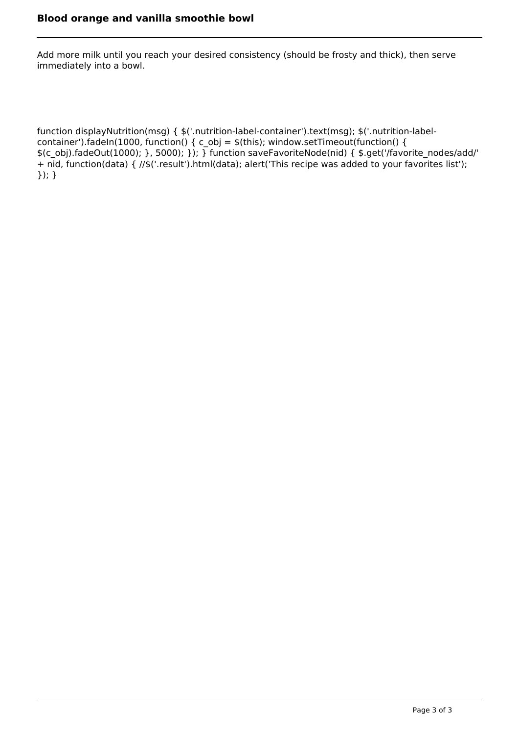Add more milk until you reach your desired consistency (should be frosty and thick), then serve immediately into a bowl.

```
function displayNutrition(msg) { $('.nutrition-label-container').text(msg); $('.nutrition-label-container').fadeIn(1000, function() { c_obj = $(this); window.setTimeout(function() { $(c_obj).fadeOut(1000); }, 5000); }); } function saveFavoriteNode(nid) { $.get('/favorite_nodes/add/' + nid, function(data) { //$('.result').html(data); alert('This recipe was added to your favorites list'); }); }
```